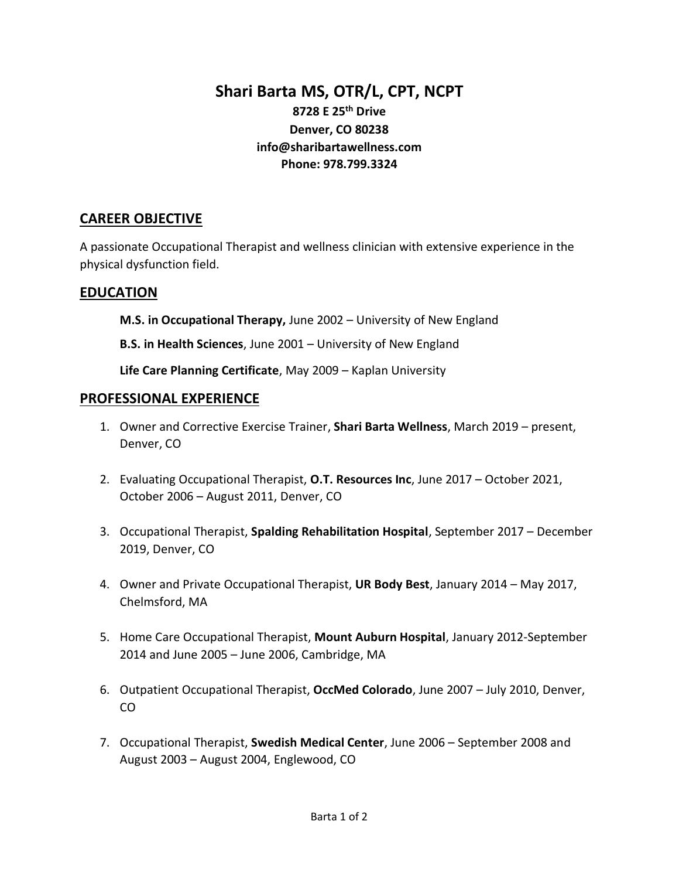# Shari Barta MS, OTR/L, CPT, NCPT

**8728 E 25th Drive**
**Denver, CO 80238**
**info@sharibartawellness.com**
**Phone: 978.799.3324**

## CAREER OBJECTIVE

A passionate Occupational Therapist and wellness clinician with extensive experience in the physical dysfunction field.

## EDUCATION

**M.S. in Occupational Therapy,** June 2002 – University of New England

**B.S. in Health Sciences**, June 2001 – University of New England

**Life Care Planning Certificate**, May 2009 – Kaplan University

## PROFESSIONAL EXPERIENCE

1. Owner and Corrective Exercise Trainer, **Shari Barta Wellness**, March 2019 – present, Denver, CO

2. Evaluating Occupational Therapist, **O.T. Resources Inc**, June 2017 – October 2021, October 2006 – August 2011, Denver, CO

3. Occupational Therapist, **Spalding Rehabilitation Hospital**, September 2017 – December 2019, Denver, CO

4. Owner and Private Occupational Therapist, **UR Body Best**, January 2014 – May 2017, Chelmsford, MA

5. Home Care Occupational Therapist, **Mount Auburn Hospital**, January 2012-September 2014 and June 2005 – June 2006, Cambridge, MA

6. Outpatient Occupational Therapist, **OccMed Colorado**, June 2007 – July 2010, Denver, CO

7. Occupational Therapist, **Swedish Medical Center**, June 2006 – September 2008 and August 2003 – August 2004, Englewood, CO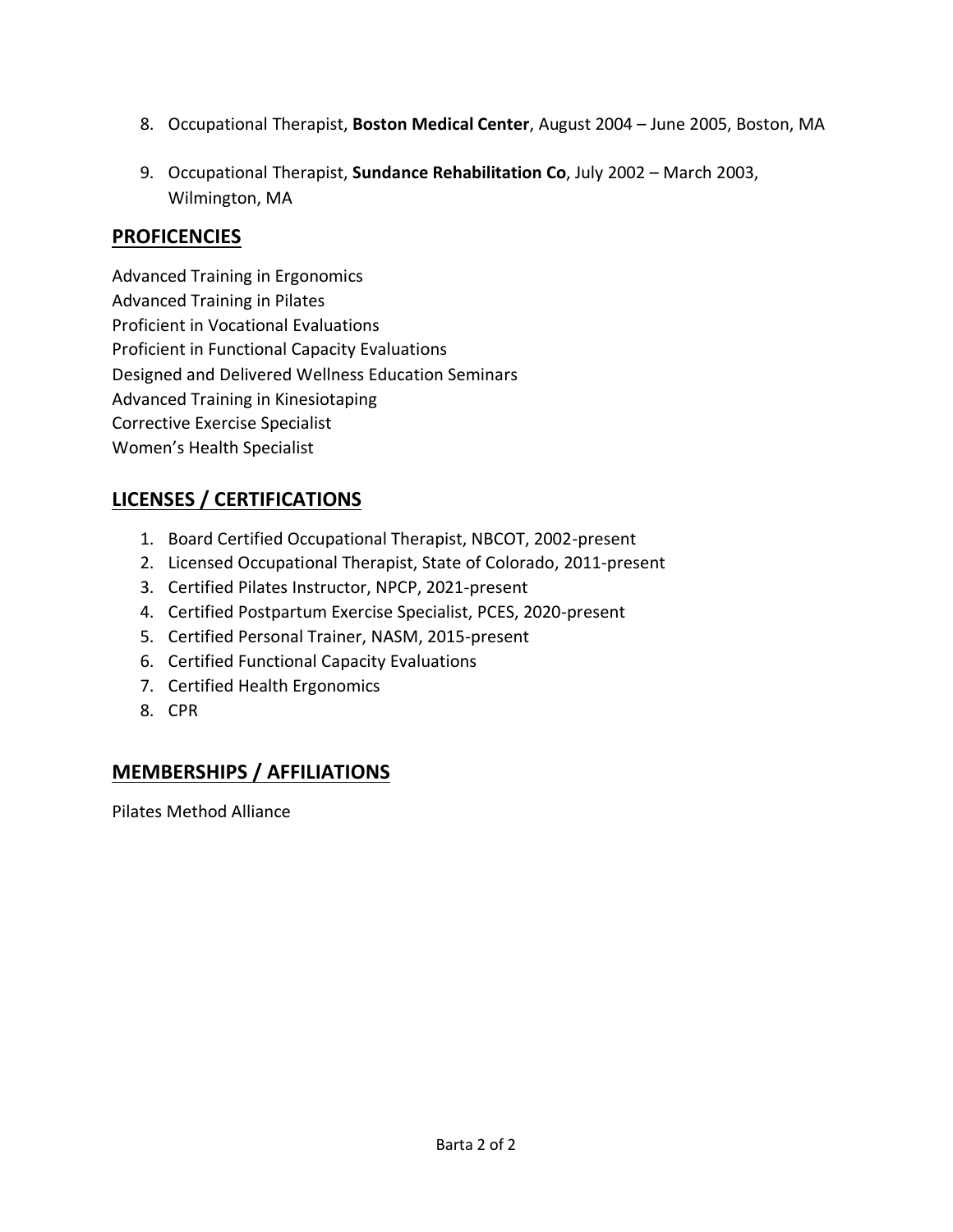8. Occupational Therapist, **Boston Medical Center**, August 2004 – June 2005, Boston, MA

9. Occupational Therapist, **Sundance Rehabilitation Co**, July 2002 – March 2003, Wilmington, MA

## PROFICENCIES

Advanced Training in Ergonomics
Advanced Training in Pilates
Proficient in Vocational Evaluations
Proficient in Functional Capacity Evaluations
Designed and Delivered Wellness Education Seminars
Advanced Training in Kinesiotaping
Corrective Exercise Specialist
Women's Health Specialist

## LICENSES / CERTIFICATIONS

1. Board Certified Occupational Therapist, NBCOT, 2002-present
2. Licensed Occupational Therapist, State of Colorado, 2011-present
3. Certified Pilates Instructor, NPCP, 2021-present
4. Certified Postpartum Exercise Specialist, PCES, 2020-present
5. Certified Personal Trainer, NASM, 2015-present
6. Certified Functional Capacity Evaluations
7. Certified Health Ergonomics
8. CPR

## MEMBERSHIPS / AFFILIATIONS

Pilates Method Alliance